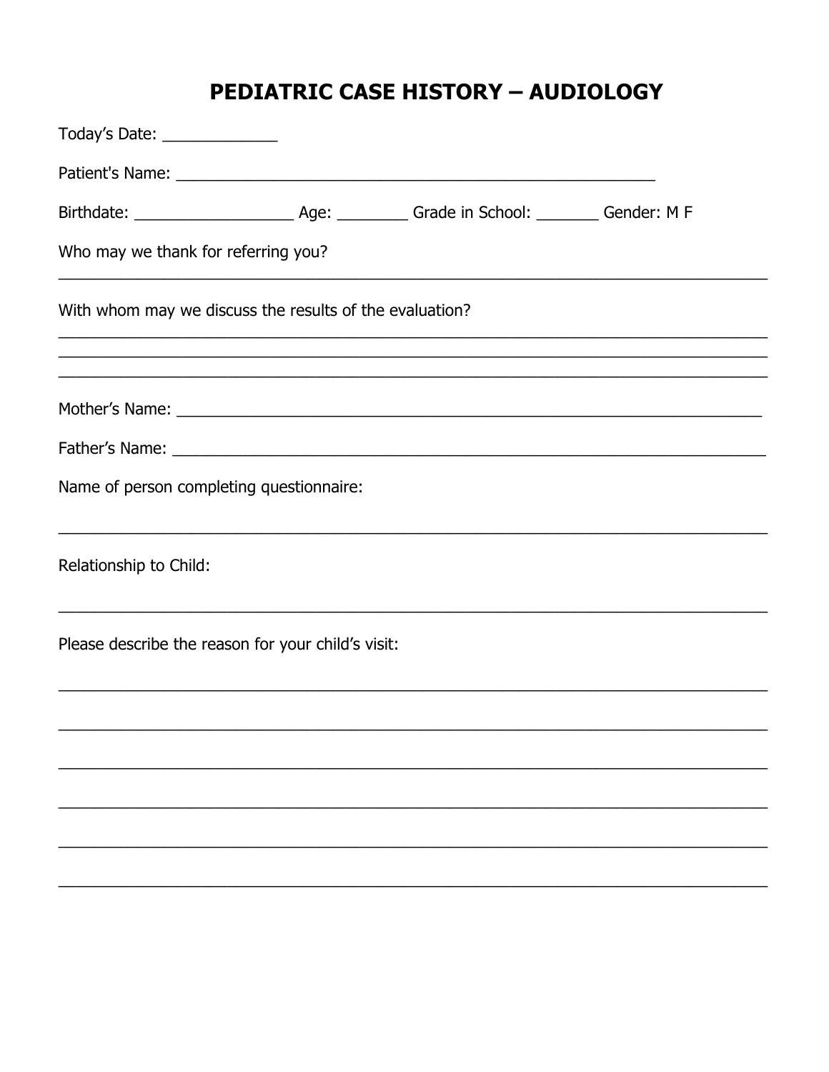# PEDIATRIC CASE HISTORY – AUDIOLOGY

Today's Date: _____________

Patient's Name: ______________________________________________________

Birthdate: __________________ Age: ________ Grade in School: _______ Gender: M F

Who may we thank for referring you?

________________________________________________________________________________

With whom may we discuss the results of the evaluation?

________________________________________________________________________________

________________________________________________________________________________

________________________________________________________________________________

Mother's Name: ____________________________________________________________________

Father's Name: ____________________________________________________________________

Name of person completing questionnaire:

________________________________________________________________________________

Relationship to Child:

________________________________________________________________________________

Please describe the reason for your child's visit:

________________________________________________________________________________

________________________________________________________________________________

________________________________________________________________________________

________________________________________________________________________________

________________________________________________________________________________

________________________________________________________________________________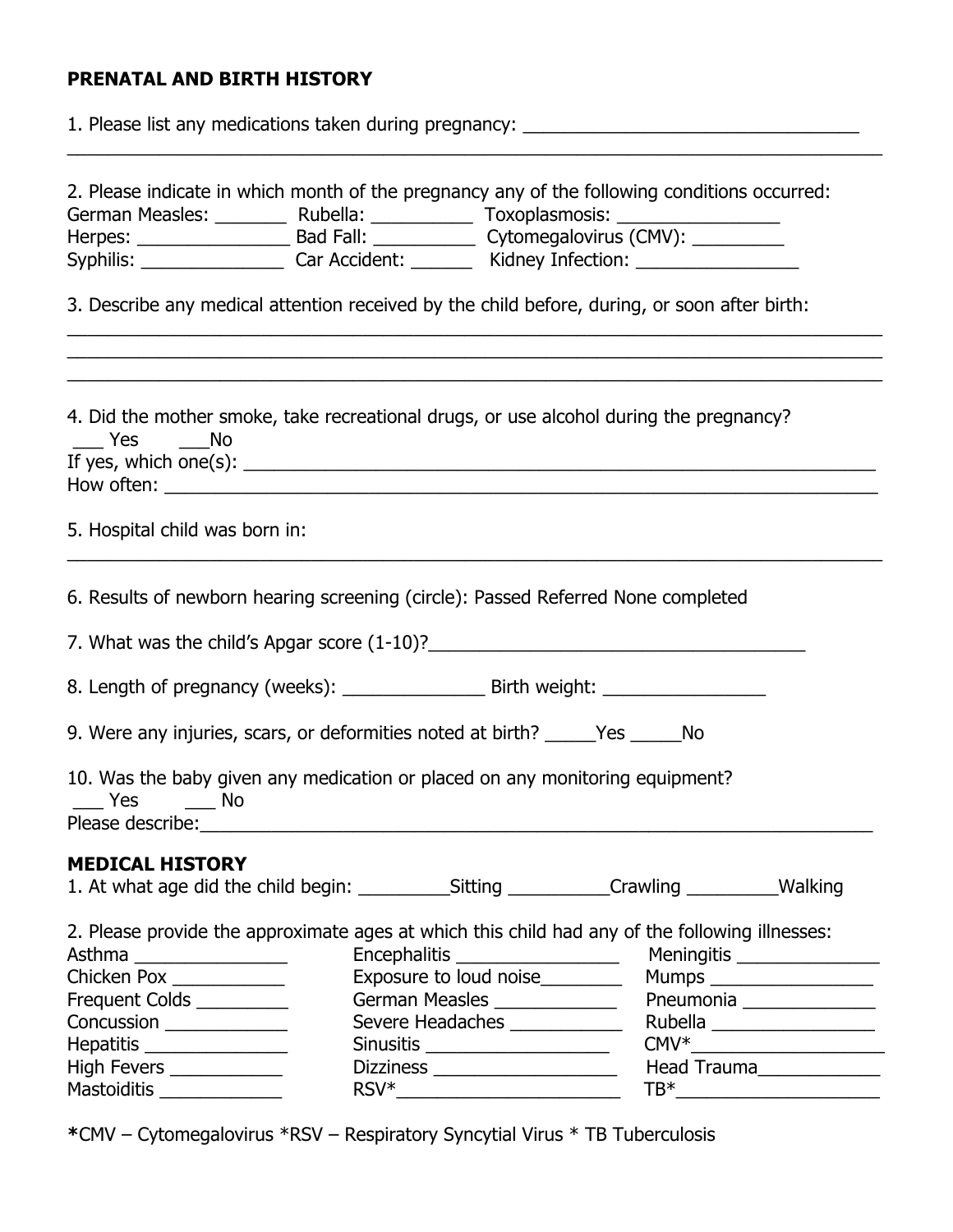**PRENATAL AND BIRTH HISTORY**

1. Please list any medications taken during pregnancy: ___________________________________
_______________________________________________________________________________

2. Please indicate in which month of the pregnancy any of the following conditions occurred:
German Measles: _______ Rubella: __________ Toxoplasmosis: ________________
Herpes: _______________ Bad Fall: __________ Cytomegalovirus (CMV): _________
Syphilis: ______________ Car Accident: ______ Kidney Infection: ________________

3. Describe any medical attention received by the child before, during, or soon after birth:
_______________________________________________________________________________
_______________________________________________________________________________
_______________________________________________________________________________

4. Did the mother smoke, take recreational drugs, or use alcohol during the pregnancy?
___ Yes ___No
If yes, which one(s): _________________________________________________________
How often: _______________________________________________________________

5. Hospital child was born in:
_______________________________________________________________________________

6. Results of newborn hearing screening (circle): Passed Referred None completed

7. What was the child's Apgar score (1-10)?_______________________________________

8. Length of pregnancy (weeks): ______________ Birth weight: ________________

9. Were any injuries, scars, or deformities noted at birth? _____Yes _____No

10. Was the baby given any medication or placed on any monitoring equipment?
___ Yes ___ No
Please describe:_______________________________________________________________

**MEDICAL HISTORY**

1. At what age did the child begin: _________Sitting __________Crawling _________Walking

2. Please provide the approximate ages at which this child had any of the following illnesses:

Asthma _______________ Encephalitis ________________ Meningitis ______________
Chicken Pox ___________ Exposure to loud noise________ Mumps ________________
Frequent Colds _________ German Measles ____________ Pneumonia _____________
Concussion ____________ Severe Headaches ___________ Rubella ________________
Hepatitis ______________ Sinusitis __________________ CMV*___________________
High Fevers ___________ Dizziness __________________ Head Trauma____________
Mastoiditis ____________ RSV*_______________________ TB*____________________

*CMV – Cytomegalovirus *RSV – Respiratory Syncytial Virus * TB Tuberculosis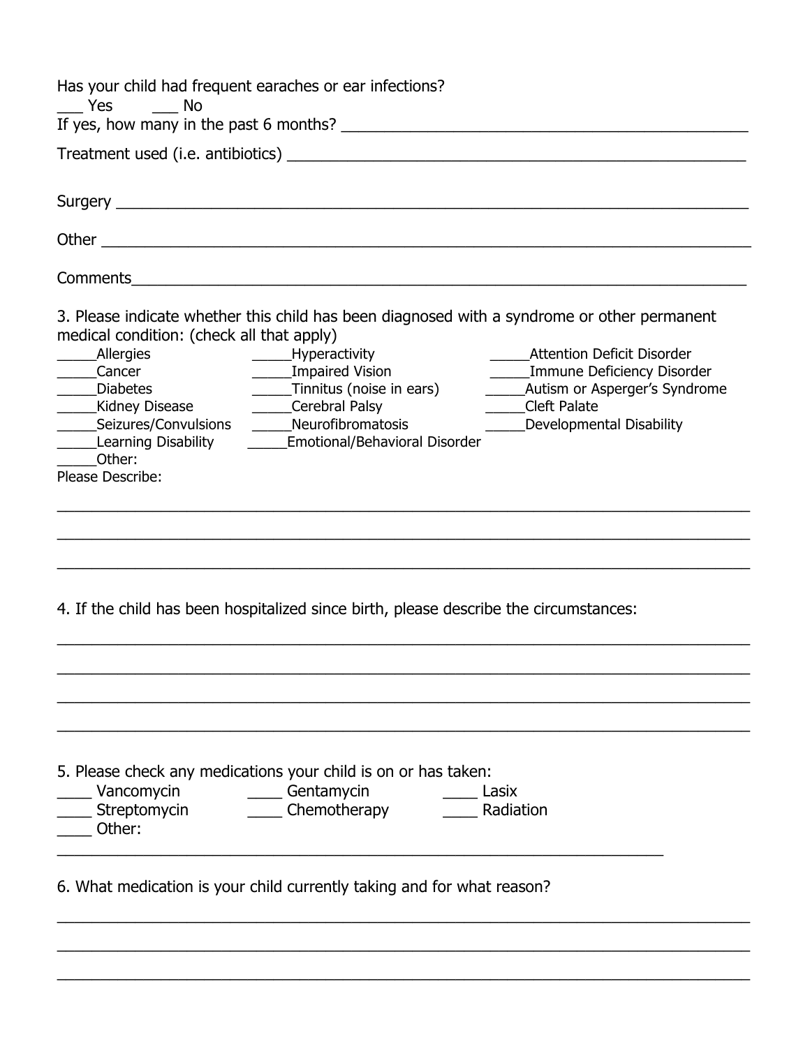Has your child had frequent earaches or ear infections?

___ Yes ___ No

If yes, how many in the past 6 months? ______________________________________________

Treatment used (i.e. antibiotics) ____________________________________________________

Surgery ______________________________________________________________________

Other ________________________________________________________________________

Comments_____________________________________________________________________

3. Please indicate whether this child has been diagnosed with a syndrome or other permanent medical condition: (check all that apply)

_____Allergies
_____Cancer
_____Diabetes
_____Kidney Disease
_____Seizures/Convulsions
_____Learning Disability
_____Other:

_____Hyperactivity
_____Impaired Vision
_____Tinnitus (noise in ears)
_____Cerebral Palsy
_____Neurofibromatosis
_____Emotional/Behavioral Disorder

_____Attention Deficit Disorder
_____Immune Deficiency Disorder
_____Autism or Asperger's Syndrome
_____Cleft Palate
_____Developmental Disability

Please Describe:

______________________________________________________________________________

______________________________________________________________________________

______________________________________________________________________________

4. If the child has been hospitalized since birth, please describe the circumstances:

______________________________________________________________________________

______________________________________________________________________________

______________________________________________________________________________

______________________________________________________________________________

5. Please check any medications your child is on or has taken:

____ Vancomycin
____ Gentamycin
____ Lasix
____ Streptomycin
____ Chemotherapy
____ Radiation
____ Other:

__________________________________________________________________________

6. What medication is your child currently taking and for what reason?

______________________________________________________________________________

______________________________________________________________________________

______________________________________________________________________________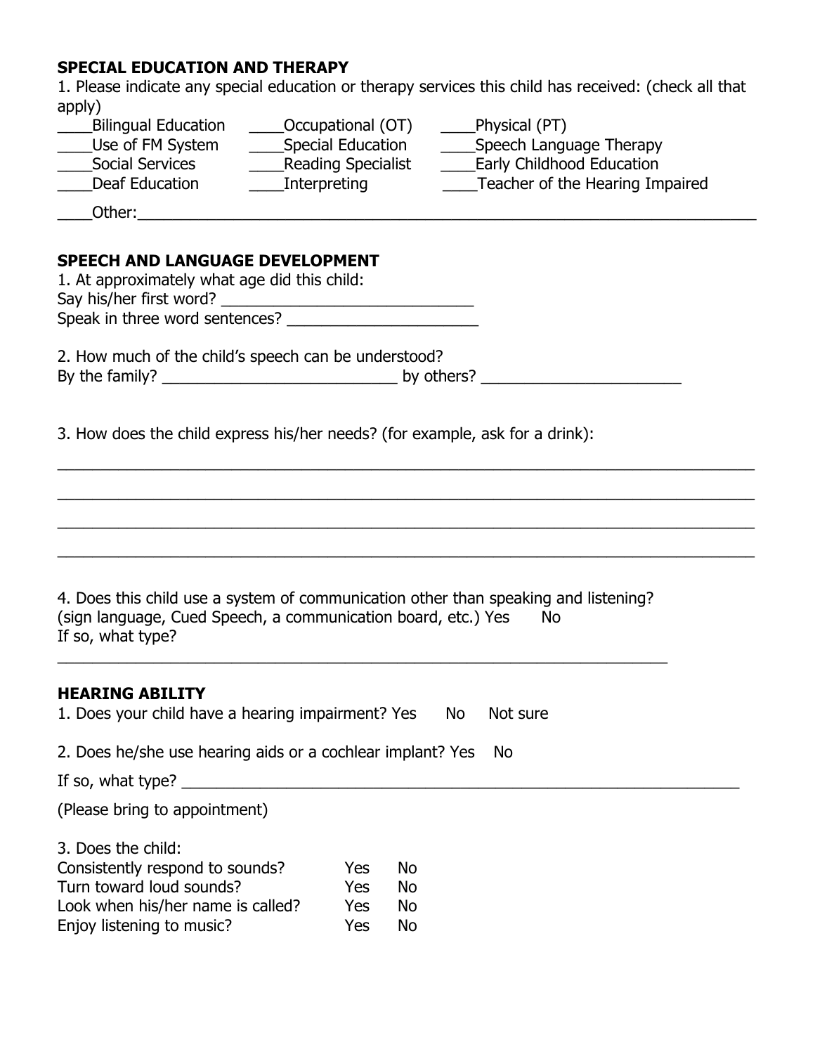**SPECIAL EDUCATION AND THERAPY**

1. Please indicate any special education or therapy services this child has received: (check all that apply)

____Bilingual Education ____Occupational (OT) ____Physical (PT)
____Use of FM System ____Special Education ____Speech Language Therapy
____Social Services ____Reading Specialist ____Early Childhood Education
____Deaf Education ____Interpreting ____Teacher of the Hearing Impaired

____Other:___________________________________________________________________________

**SPEECH AND LANGUAGE DEVELOPMENT**

1. At approximately what age did this child:
Say his/her first word? ______________________________
Speak in three word sentences? ______________________

2. How much of the child's speech can be understood?
By the family? ___________________________ by others? _______________________

3. How does the child express his/her needs? (for example, ask for a drink):

_____________________________________________________________________________
_____________________________________________________________________________
_____________________________________________________________________________
_____________________________________________________________________________

4. Does this child use a system of communication other than speaking and listening? (sign language, Cued Speech, a communication board, etc.) Yes No
If so, what type?
_________________________________________________________________________

**HEARING ABILITY**

1. Does your child have a hearing impairment? Yes No Not sure

2. Does he/she use hearing aids or a cochlear implant? Yes No

If so, what type? _________________________________________________________________

(Please bring to appointment)

3. Does the child:

| | | |
|---|---|---|
| Consistently respond to sounds? | Yes | No |
| Turn toward loud sounds? | Yes | No |
| Look when his/her name is called? | Yes | No |
| Enjoy listening to music? | Yes | No |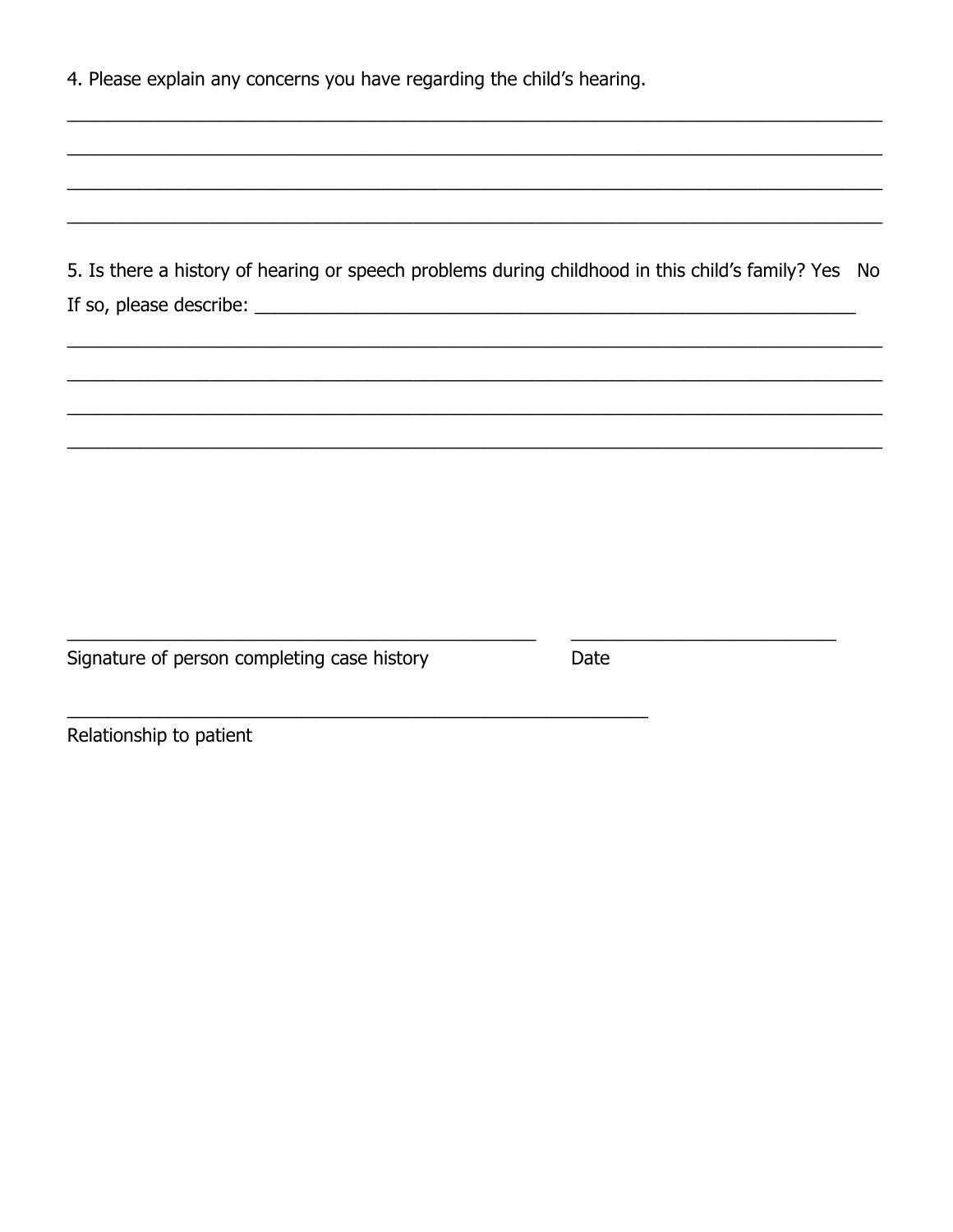4. Please explain any concerns you have regarding the child's hearing.

______________________________________________________________________________

______________________________________________________________________________

______________________________________________________________________________

______________________________________________________________________________

5. Is there a history of hearing or speech problems during childhood in this child's family? Yes No

If so, please describe: ______________________________________________________

______________________________________________________________________________

______________________________________________________________________________

______________________________________________________________________________

______________________________________________________________________________

_____________________________________________ ___________________________

Signature of person completing case history Date

______________________________________________________

Relationship to patient